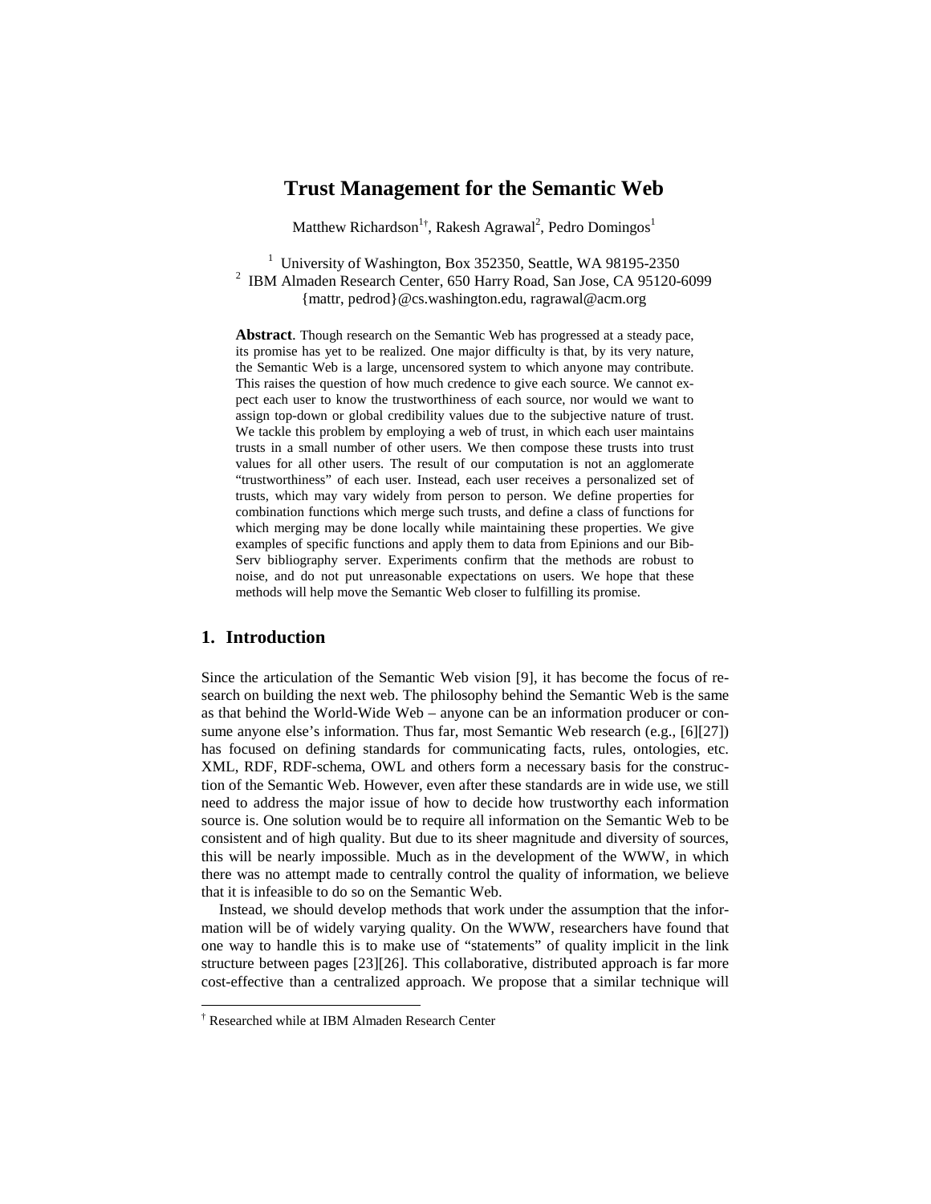# Trust Management for the Semantic Web

Matthew Richardson[1†], Rakesh Agrawal[2], Pedro Domingos[1]

[1] University of Washington, Box 352350, Seattle, WA 98195-2350
[2] IBM Almaden Research Center, 650 Harry Road, San Jose, CA 95120-6099
{mattr, pedrod}@cs.washington.edu, ragrawal@acm.org

**Abstract**. Though research on the Semantic Web has progressed at a steady pace, its promise has yet to be realized. One major difficulty is that, by its very nature, the Semantic Web is a large, uncensored system to which anyone may contribute. This raises the question of how much credence to give each source. We cannot expect each user to know the trustworthiness of each source, nor would we want to assign top-down or global credibility values due to the subjective nature of trust. We tackle this problem by employing a web of trust, in which each user maintains trusts in a small number of other users. We then compose these trusts into trust values for all other users. The result of our computation is not an agglomerate "trustworthiness" of each user. Instead, each user receives a personalized set of trusts, which may vary widely from person to person. We define properties for combination functions which merge such trusts, and define a class of functions for which merging may be done locally while maintaining these properties. We give examples of specific functions and apply them to data from Epinions and our BibServ bibliography server. Experiments confirm that the methods are robust to noise, and do not put unreasonable expectations on users. We hope that these methods will help move the Semantic Web closer to fulfilling its promise.

## 1. Introduction

Since the articulation of the Semantic Web vision [9], it has become the focus of research on building the next web. The philosophy behind the Semantic Web is the same as that behind the World-Wide Web – anyone can be an information producer or consume anyone else's information. Thus far, most Semantic Web research (e.g., [6][27]) has focused on defining standards for communicating facts, rules, ontologies, etc. XML, RDF, RDF-schema, OWL and others form a necessary basis for the construction of the Semantic Web. However, even after these standards are in wide use, we still need to address the major issue of how to decide how trustworthy each information source is. One solution would be to require all information on the Semantic Web to be consistent and of high quality. But due to its sheer magnitude and diversity of sources, this will be nearly impossible. Much as in the development of the WWW, in which there was no attempt made to centrally control the quality of information, we believe that it is infeasible to do so on the Semantic Web.

Instead, we should develop methods that work under the assumption that the information will be of widely varying quality. On the WWW, researchers have found that one way to handle this is to make use of "statements" of quality implicit in the link structure between pages [23][26]. This collaborative, distributed approach is far more cost-effective than a centralized approach. We propose that a similar technique will

[†] Researched while at IBM Almaden Research Center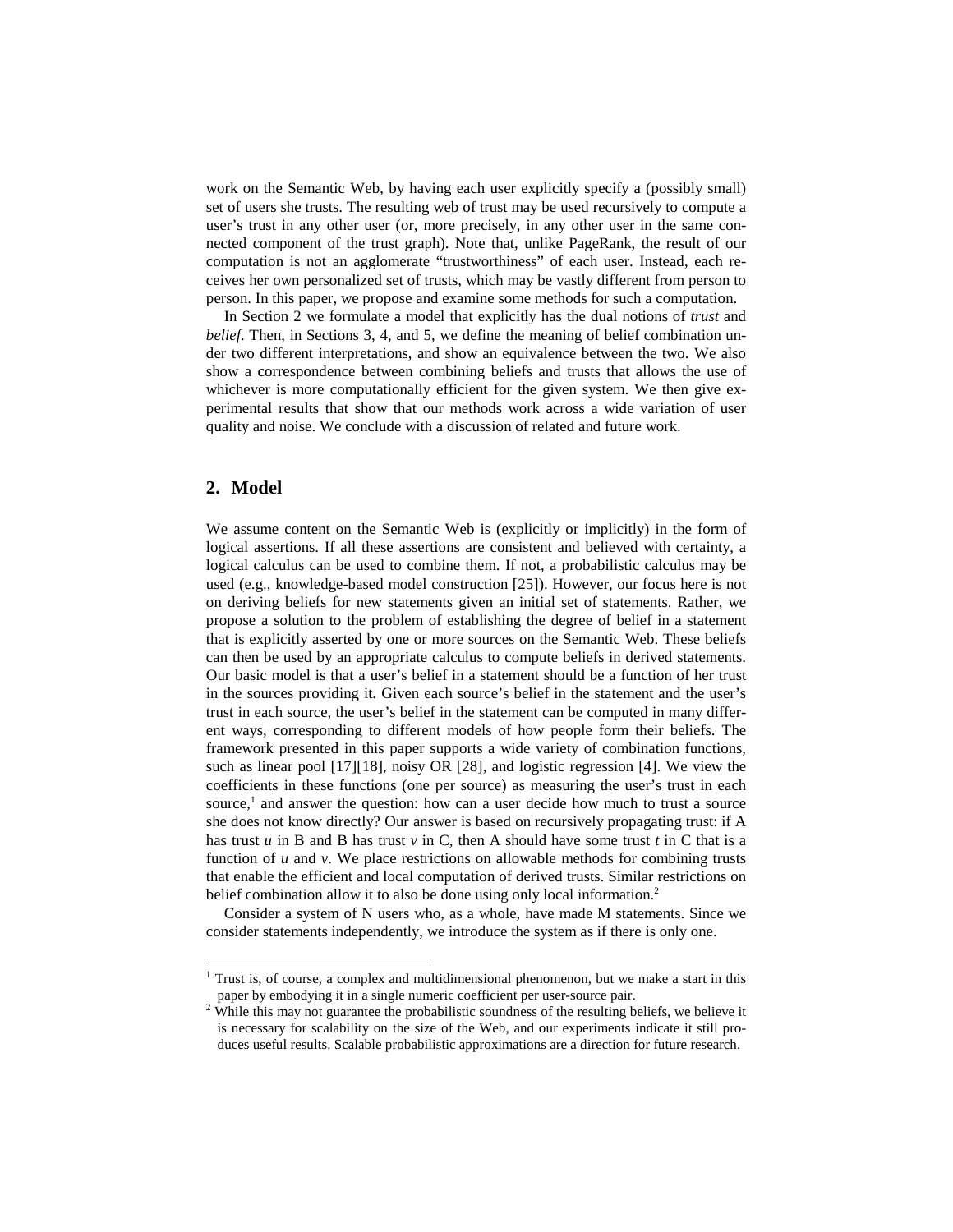work on the Semantic Web, by having each user explicitly specify a (possibly small) set of users she trusts. The resulting web of trust may be used recursively to compute a user's trust in any other user (or, more precisely, in any other user in the same connected component of the trust graph). Note that, unlike PageRank, the result of our computation is not an agglomerate "trustworthiness" of each user. Instead, each receives her own personalized set of trusts, which may be vastly different from person to person. In this paper, we propose and examine some methods for such a computation.

In Section 2 we formulate a model that explicitly has the dual notions of *trust* and *belief*. Then, in Sections 3, 4, and 5, we define the meaning of belief combination under two different interpretations, and show an equivalence between the two. We also show a correspondence between combining beliefs and trusts that allows the use of whichever is more computationally efficient for the given system. We then give experimental results that show that our methods work across a wide variation of user quality and noise. We conclude with a discussion of related and future work.

## 2. Model

We assume content on the Semantic Web is (explicitly or implicitly) in the form of logical assertions. If all these assertions are consistent and believed with certainty, a logical calculus can be used to combine them. If not, a probabilistic calculus may be used (e.g., knowledge-based model construction [25]). However, our focus here is not on deriving beliefs for new statements given an initial set of statements. Rather, we propose a solution to the problem of establishing the degree of belief in a statement that is explicitly asserted by one or more sources on the Semantic Web. These beliefs can then be used by an appropriate calculus to compute beliefs in derived statements. Our basic model is that a user's belief in a statement should be a function of her trust in the sources providing it. Given each source's belief in the statement and the user's trust in each source, the user's belief in the statement can be computed in many different ways, corresponding to different models of how people form their beliefs. The framework presented in this paper supports a wide variety of combination functions, such as linear pool [17][18], noisy OR [28], and logistic regression [4]. We view the coefficients in these functions (one per source) as measuring the user's trust in each source,[1] and answer the question: how can a user decide how much to trust a source she does not know directly? Our answer is based on recursively propagating trust: if A has trust $u$ in B and B has trust $v$ in C, then A should have some trust $t$ in C that is a function of $u$ and $v$. We place restrictions on allowable methods for combining trusts that enable the efficient and local computation of derived trusts. Similar restrictions on belief combination allow it to also be done using only local information.[2]

Consider a system of N users who, as a whole, have made M statements. Since we consider statements independently, we introduce the system as if there is only one.

---

[1] Trust is, of course, a complex and multidimensional phenomenon, but we make a start in this paper by embodying it in a single numeric coefficient per user-source pair.

[2] While this may not guarantee the probabilistic soundness of the resulting beliefs, we believe it is necessary for scalability on the size of the Web, and our experiments indicate it still produces useful results. Scalable probabilistic approximations are a direction for future research.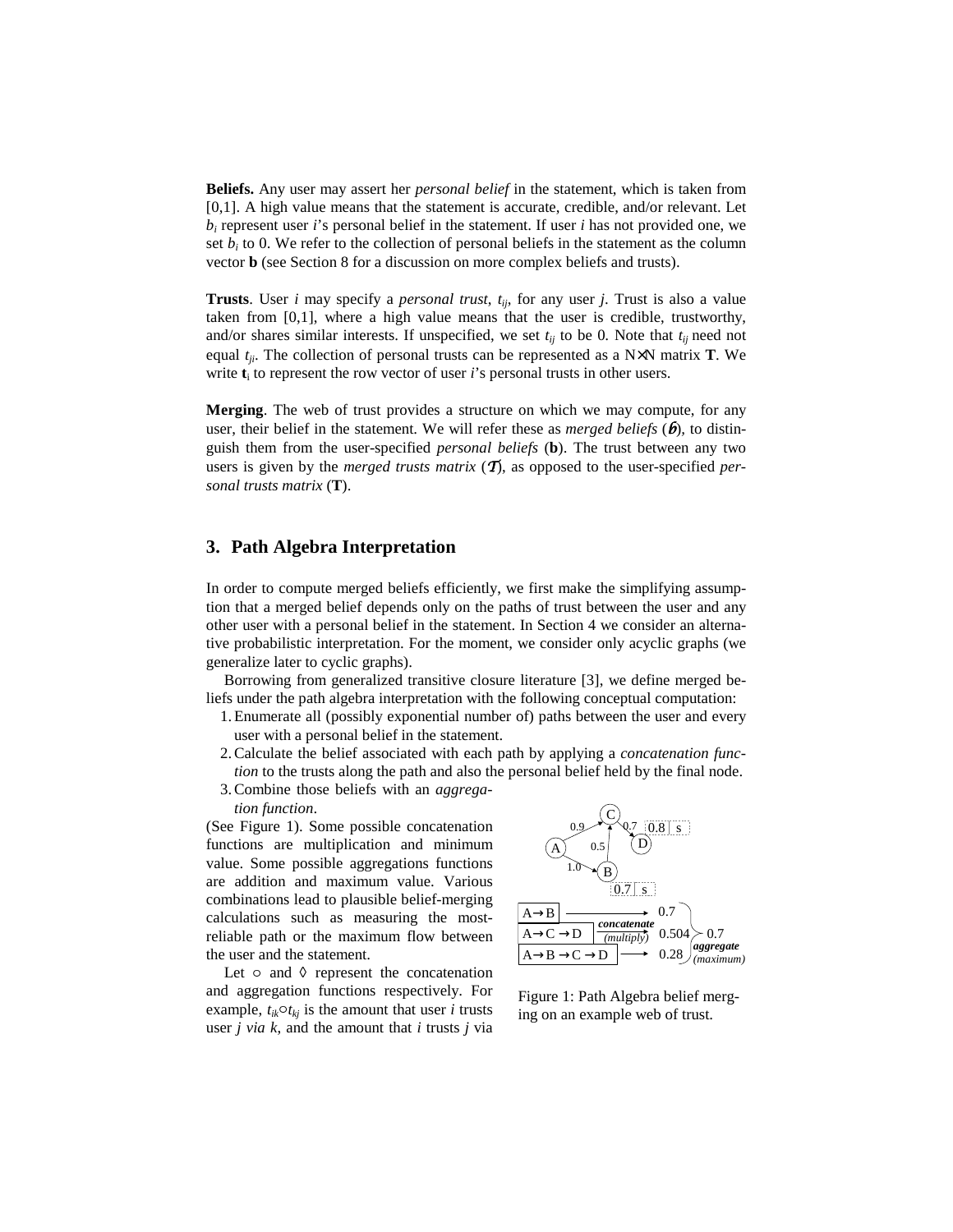**Beliefs.** Any user may assert her *personal belief* in the statement, which is taken from [0,1]. A high value means that the statement is accurate, credible, and/or relevant. Let $b_i$ represent user *i*'s personal belief in the statement. If user *i* has not provided one, we set $b_i$ to 0. We refer to the collection of personal beliefs in the statement as the column vector **b** (see Section 8 for a discussion on more complex beliefs and trusts).

**Trusts**. User *i* may specify a *personal trust*, $t_{ij}$, for any user *j*. Trust is also a value taken from [0,1], where a high value means that the user is credible, trustworthy, and/or shares similar interests. If unspecified, we set $t_{ij}$ to be 0. Note that $t_{ij}$ need not equal $t_{ji}$. The collection of personal trusts can be represented as a N×N matrix **T**. We write $\mathbf{t}_i$ to represent the row vector of user *i*'s personal trusts in other users.

**Merging**. The web of trust provides a structure on which we may compute, for any user, their belief in the statement. We will refer these as *merged beliefs* ($\mathcal{b}$), to distinguish them from the user-specified *personal beliefs* (**b**). The trust between any two users is given by the *merged trusts matrix* ($\mathcal{T}$), as opposed to the user-specified *personal trusts matrix* (**T**).

## 3. Path Algebra Interpretation

In order to compute merged beliefs efficiently, we first make the simplifying assumption that a merged belief depends only on the paths of trust between the user and any other user with a personal belief in the statement. In Section 4 we consider an alternative probabilistic interpretation. For the moment, we consider only acyclic graphs (we generalize later to cyclic graphs).

Borrowing from generalized transitive closure literature [3], we define merged beliefs under the path algebra interpretation with the following conceptual computation:

1. Enumerate all (possibly exponential number of) paths between the user and every user with a personal belief in the statement.
2. Calculate the belief associated with each path by applying a *concatenation function* to the trusts along the path and also the personal belief held by the final node.
3. Combine those beliefs with an *aggregation function*.

(See Figure 1). Some possible concatenation functions are multiplication and minimum value. Some possible aggregations functions are addition and maximum value. Various combinations lead to plausible belief-merging calculations such as measuring the most-reliable path or the maximum flow between the user and the statement.

Figure 1: Path Algebra belief merging on an example web of trust.

Let $\circ$ and $\lozenge$ represent the concatenation and aggregation functions respectively. For example, $t_{ik} \circ t_{kj}$ is the amount that user *i* trusts user *j via k*, and the amount that *i* trusts *j* via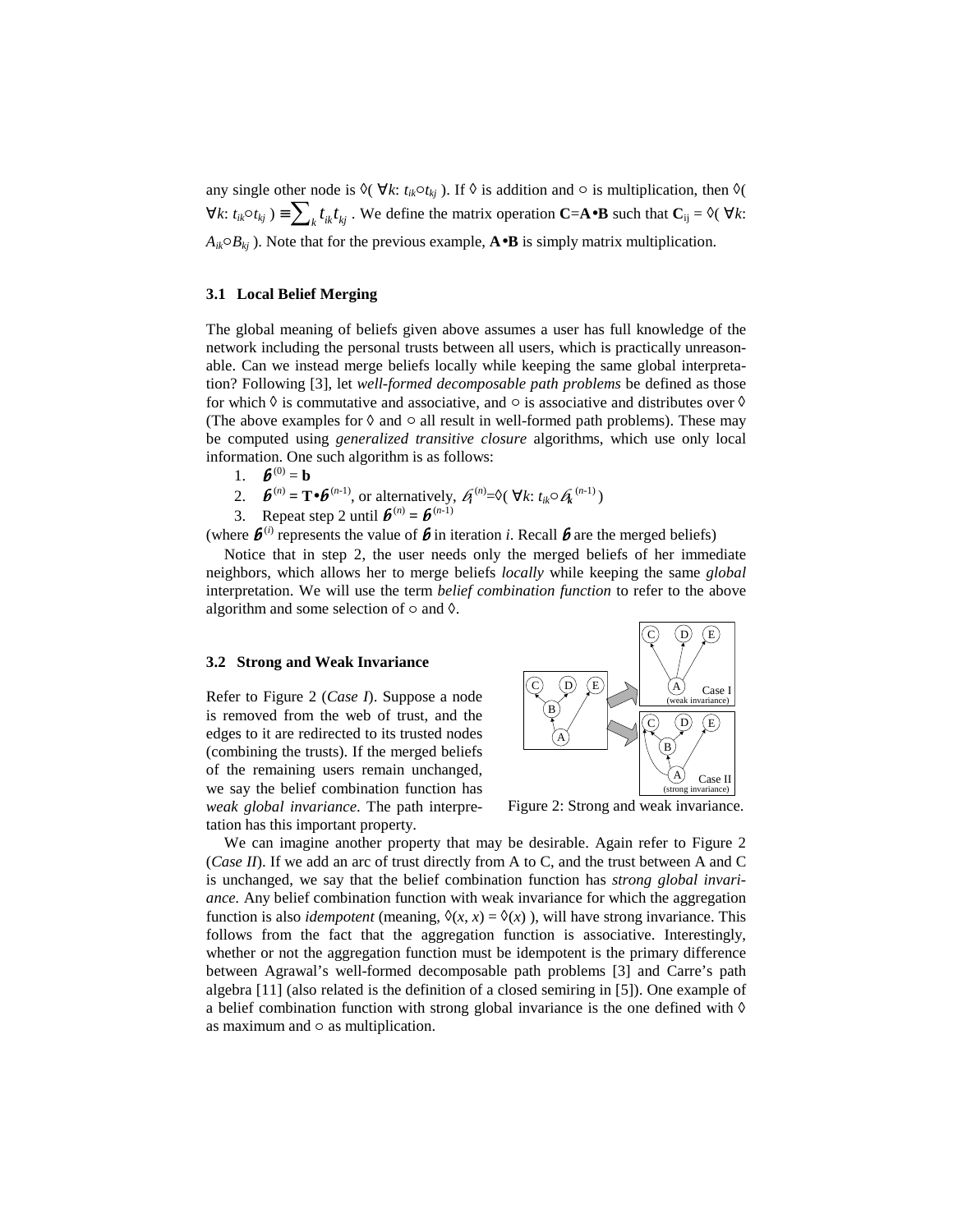any single other node is $\Diamond(\ \forall k\text{: } t_{ik} \circ t_{kj}\ )$. If $\Diamond$ is addition and $\circ$ is multiplication, then $\Diamond(\ \forall k\text{: } t_{ik} \circ t_{kj}\ ) \equiv \sum_k t_{ik} t_{kj}$ . We define the matrix operation $\mathbf{C}=\mathbf{A} \bullet \mathbf{B}$ such that $\mathbf{C}_{ij} = \Diamond(\ \forall k\text{: } A_{ik} \circ B_{kj}\ )$. Note that for the previous example, $\mathbf{A} \bullet \mathbf{B}$ is simply matrix multiplication.

### 3.1 Local Belief Merging

The global meaning of beliefs given above assumes a user has full knowledge of the network including the personal trusts between all users, which is practically unreasonable. Can we instead merge beliefs locally while keeping the same global interpretation? Following [3], let *well-formed decomposable path problems* be defined as those for which $\Diamond$ is commutative and associative, and $\circ$ is associative and distributes over $\Diamond$ (The above examples for $\Diamond$ and $\circ$ all result in well-formed path problems). These may be computed using *generalized transitive closure* algorithms, which use only local information. One such algorithm is as follows:

1. $\boldsymbol{b}^{(0)} = \mathbf{b}$
2. $\boldsymbol{b}^{(n)} = \mathbf{T} \bullet \boldsymbol{b}^{(n-1)}$, or alternatively, $b_i^{(n)} = \Diamond(\ \forall k\text{: } t_{ik} \circ b_k^{(n-1)}\ )$
3. Repeat step 2 until $\boldsymbol{b}^{(n)} = \boldsymbol{b}^{(n-1)}$

(where $\boldsymbol{b}^{(i)}$ represents the value of $\boldsymbol{b}$ in iteration $i$. Recall $\boldsymbol{b}$ are the merged beliefs)

Notice that in step 2, the user needs only the merged beliefs of her immediate neighbors, which allows her to merge beliefs *locally* while keeping the same *global* interpretation. We will use the term *belief combination function* to refer to the above algorithm and some selection of $\circ$ and $\Diamond$.

### 3.2 Strong and Weak Invariance

Refer to Figure 2 (*Case I*). Suppose a node is removed from the web of trust, and the edges to it are redirected to its trusted nodes (combining the trusts). If the merged beliefs of the remaining users remain unchanged, we say the belief combination function has *weak global invariance*. The path interpretation has this important property.

Figure 2: Strong and weak invariance.

We can imagine another property that may be desirable. Again refer to Figure 2 (*Case II*). If we add an arc of trust directly from A to C, and the trust between A and C is unchanged, we say that the belief combination function has *strong global invariance.* Any belief combination function with weak invariance for which the aggregation function is also *idempotent* (meaning, $\Diamond(x, x) = \Diamond(x)$ ), will have strong invariance. This follows from the fact that the aggregation function is associative. Interestingly, whether or not the aggregation function must be idempotent is the primary difference between Agrawal's well-formed decomposable path problems [3] and Carre's path algebra [11] (also related is the definition of a closed semiring in [5]). One example of a belief combination function with strong global invariance is the one defined with $\Diamond$ as maximum and $\circ$ as multiplication.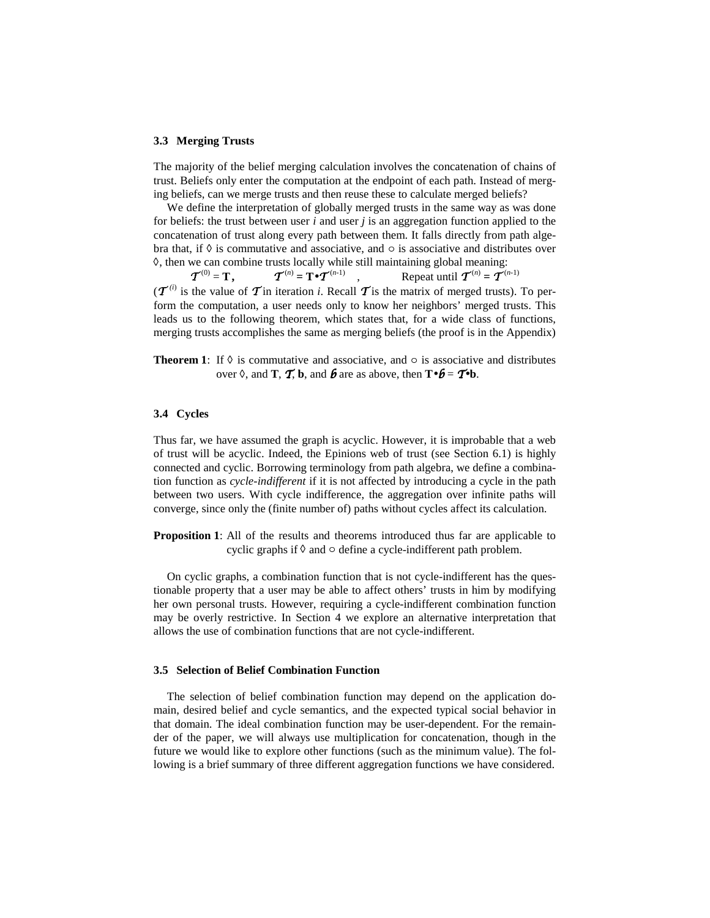### 3.3 Merging Trusts

The majority of the belief merging calculation involves the concatenation of chains of trust. Beliefs only enter the computation at the endpoint of each path. Instead of merging beliefs, can we merge trusts and then reuse these to calculate merged beliefs?

We define the interpretation of globally merged trusts in the same way as was done for beliefs: the trust between user *i* and user *j* is an aggregation function applied to the concatenation of trust along every path between them. It falls directly from path algebra that, if ◊ is commutative and associative, and ○ is associative and distributes over ◊, then we can combine trusts locally while still maintaining global meaning:

$$\mathcal{T}^{(0)} = \mathbf{T}, \qquad \mathcal{T}^{(n)} = \mathbf{T} \bullet \mathcal{T}^{(n-1)} \quad , \qquad \text{Repeat until } \mathcal{T}^{(n)} = \mathcal{T}^{(n-1)}$$

($\mathcal{T}^{(i)}$ is the value of $\mathcal{T}$ in iteration *i*. Recall $\mathcal{T}$ is the matrix of merged trusts). To perform the computation, a user needs only to know her neighbors' merged trusts. This leads us to the following theorem, which states that, for a wide class of functions, merging trusts accomplishes the same as merging beliefs (the proof is in the Appendix)

**Theorem 1**: If ◊ is commutative and associative, and ○ is associative and distributes over ◊, and $\mathbf{T}$, $\mathcal{T}$, $\mathbf{b}$, and $\mathcal{b}$ are as above, then $\mathbf{T} \bullet \mathcal{b} = \mathcal{T} \bullet \mathbf{b}$.

### 3.4 Cycles

Thus far, we have assumed the graph is acyclic. However, it is improbable that a web of trust will be acyclic. Indeed, the Epinions web of trust (see Section 6.1) is highly connected and cyclic. Borrowing terminology from path algebra, we define a combination function as *cycle-indifferent* if it is not affected by introducing a cycle in the path between two users. With cycle indifference, the aggregation over infinite paths will converge, since only the (finite number of) paths without cycles affect its calculation.

**Proposition 1**: All of the results and theorems introduced thus far are applicable to cyclic graphs if ◊ and ○ define a cycle-indifferent path problem.

On cyclic graphs, a combination function that is not cycle-indifferent has the questionable property that a user may be able to affect others' trusts in him by modifying her own personal trusts. However, requiring a cycle-indifferent combination function may be overly restrictive. In Section 4 we explore an alternative interpretation that allows the use of combination functions that are not cycle-indifferent.

### 3.5 Selection of Belief Combination Function

The selection of belief combination function may depend on the application domain, desired belief and cycle semantics, and the expected typical social behavior in that domain. The ideal combination function may be user-dependent. For the remainder of the paper, we will always use multiplication for concatenation, though in the future we would like to explore other functions (such as the minimum value). The following is a brief summary of three different aggregation functions we have considered.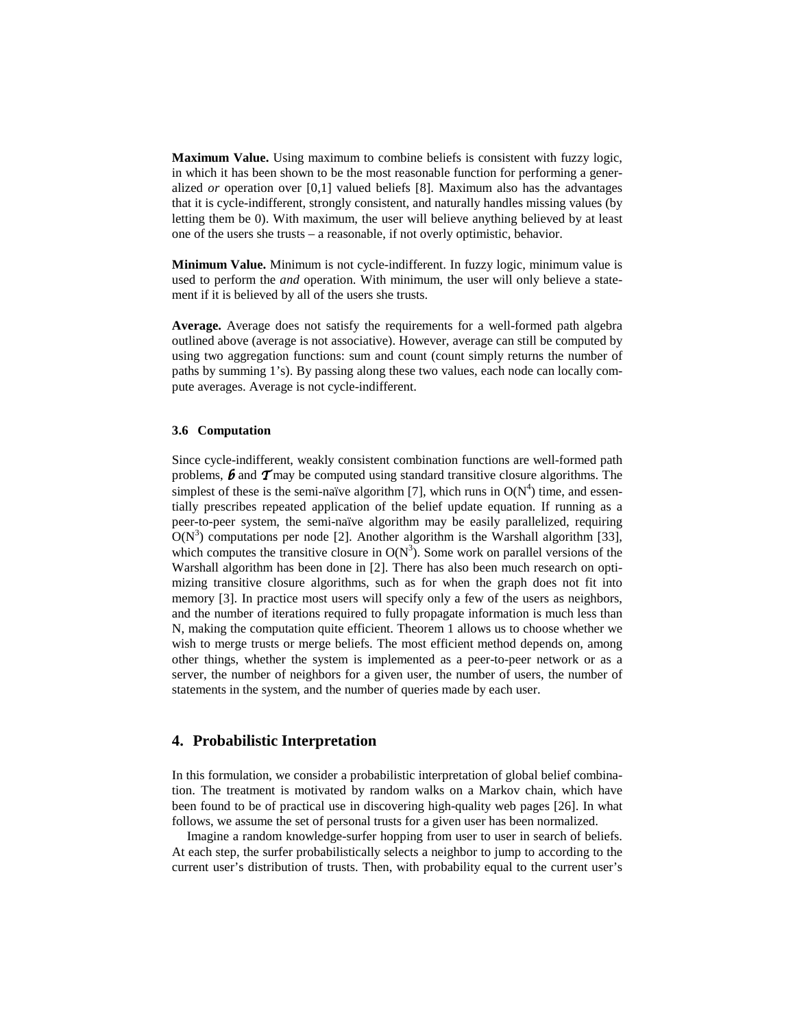**Maximum Value.** Using maximum to combine beliefs is consistent with fuzzy logic, in which it has been shown to be the most reasonable function for performing a generalized *or* operation over [0,1] valued beliefs [8]. Maximum also has the advantages that it is cycle-indifferent, strongly consistent, and naturally handles missing values (by letting them be 0). With maximum, the user will believe anything believed by at least one of the users she trusts – a reasonable, if not overly optimistic, behavior.

**Minimum Value.** Minimum is not cycle-indifferent. In fuzzy logic, minimum value is used to perform the *and* operation. With minimum, the user will only believe a statement if it is believed by all of the users she trusts.

**Average.** Average does not satisfy the requirements for a well-formed path algebra outlined above (average is not associative). However, average can still be computed by using two aggregation functions: sum and count (count simply returns the number of paths by summing 1's). By passing along these two values, each node can locally compute averages. Average is not cycle-indifferent.

### 3.6 Computation

Since cycle-indifferent, weakly consistent combination functions are well-formed path problems, $\mathcal{B}$ and $\mathcal{T}$ may be computed using standard transitive closure algorithms. The simplest of these is the semi-naïve algorithm [7], which runs in $O(N^4)$ time, and essentially prescribes repeated application of the belief update equation. If running as a peer-to-peer system, the semi-naïve algorithm may be easily parallelized, requiring $O(N^3)$ computations per node [2]. Another algorithm is the Warshall algorithm [33], which computes the transitive closure in $O(N^3)$. Some work on parallel versions of the Warshall algorithm has been done in [2]. There has also been much research on optimizing transitive closure algorithms, such as for when the graph does not fit into memory [3]. In practice most users will specify only a few of the users as neighbors, and the number of iterations required to fully propagate information is much less than N, making the computation quite efficient. Theorem 1 allows us to choose whether we wish to merge trusts or merge beliefs. The most efficient method depends on, among other things, whether the system is implemented as a peer-to-peer network or as a server, the number of neighbors for a given user, the number of users, the number of statements in the system, and the number of queries made by each user.

## 4. Probabilistic Interpretation

In this formulation, we consider a probabilistic interpretation of global belief combination. The treatment is motivated by random walks on a Markov chain, which have been found to be of practical use in discovering high-quality web pages [26]. In what follows, we assume the set of personal trusts for a given user has been normalized.

Imagine a random knowledge-surfer hopping from user to user in search of beliefs. At each step, the surfer probabilistically selects a neighbor to jump to according to the current user's distribution of trusts. Then, with probability equal to the current user's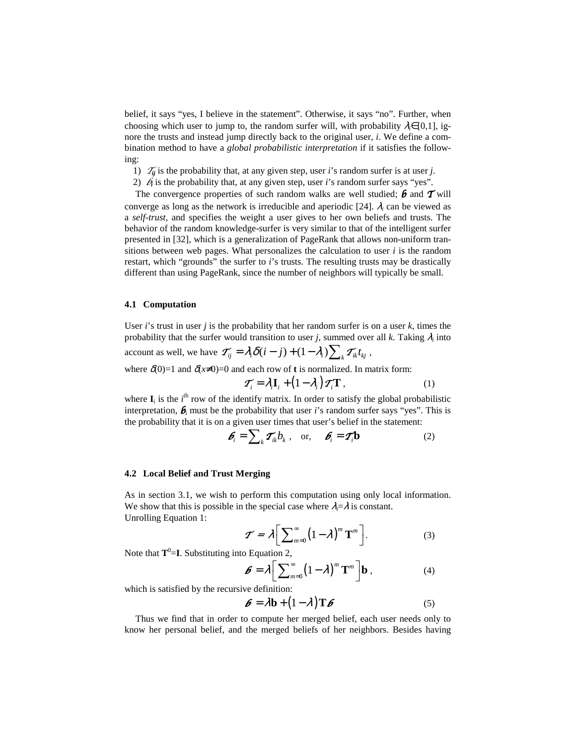belief, it says "yes, I believe in the statement". Otherwise, it says "no". Further, when choosing which user to jump to, the random surfer will, with probability $\lambda_i \in [0,1]$, ignore the trusts and instead jump directly back to the original user, *i*. We define a combination method to have a *global probabilistic interpretation* if it satisfies the following:

1) $\mathcal{T}_{ij}$ is the probability that, at any given step, user *i*'s random surfer is at user *j*.
2) $\mathcal{b}_i$ is the probability that, at any given step, user *i*'s random surfer says "yes".

The convergence properties of such random walks are well studied; $\mathcal{b}$ and $\mathcal{T}$ will converge as long as the network is irreducible and aperiodic [24]. $\lambda_i$ can be viewed as a *self-trust*, and specifies the weight a user gives to her own beliefs and trusts. The behavior of the random knowledge-surfer is very similar to that of the intelligent surfer presented in [32], which is a generalization of PageRank that allows non-uniform transitions between web pages. What personalizes the calculation to user *i* is the random restart, which "grounds" the surfer to *i*'s trusts. The resulting trusts may be drastically different than using PageRank, since the number of neighbors will typically be small.

### 4.1 Computation

User *i*'s trust in user *j* is the probability that her random surfer is on a user *k*, times the probability that the surfer would transition to user *j*, summed over all *k*. Taking $\lambda_i$ into account as well, we have $\mathcal{T}_{ij} = \lambda_i \delta(i-j) + (1-\lambda_i)\sum_k \mathcal{T}_{ik} t_{kj}$,

where $\delta(0)=1$ and $\delta(x\neq 0)=0$ and each row of **t** is normalized. In matrix form:

$$\mathcal{T}_i = \lambda_i \mathbf{I}_i + (1-\lambda_i)\mathcal{T}_i \mathbf{T}, \qquad (1)$$

where $\mathbf{I}_i$ is the $i^{\text{th}}$ row of the identify matrix. In order to satisfy the global probabilistic interpretation, $\mathcal{b}_i$ must be the probability that user *i*'s random surfer says "yes". This is the probability that it is on a given user times that user's belief in the statement:

$$\mathcal{b}_i = \sum_k \mathcal{T}_{ik} b_k, \quad \text{or,} \quad \mathcal{b}_i = \mathcal{T}_i \mathbf{b} \qquad (2)$$

### 4.2 Local Belief and Trust Merging

As in section 3.1, we wish to perform this computation using only local information. We show that this is possible in the special case where $\lambda_i=\lambda$ is constant.
Unrolling Equation 1:

$$\mathcal{T} = \lambda\left[\sum_{m=0}^{\infty}(1-\lambda)^m \mathbf{T}^m\right]. \qquad (3)$$

Note that $\mathbf{T}^0=\mathbf{I}$. Substituting into Equation 2,

$$\mathcal{b} = \lambda\left[\sum_{m=0}^{\infty}(1-\lambda)^m \mathbf{T}^m\right]\mathbf{b}, \qquad (4)$$

which is satisfied by the recursive definition:

$$\mathcal{b} = \lambda \mathbf{b} + (1-\lambda)\mathbf{T}\mathcal{b} \qquad (5)$$

Thus we find that in order to compute her merged belief, each user needs only to know her personal belief, and the merged beliefs of her neighbors. Besides having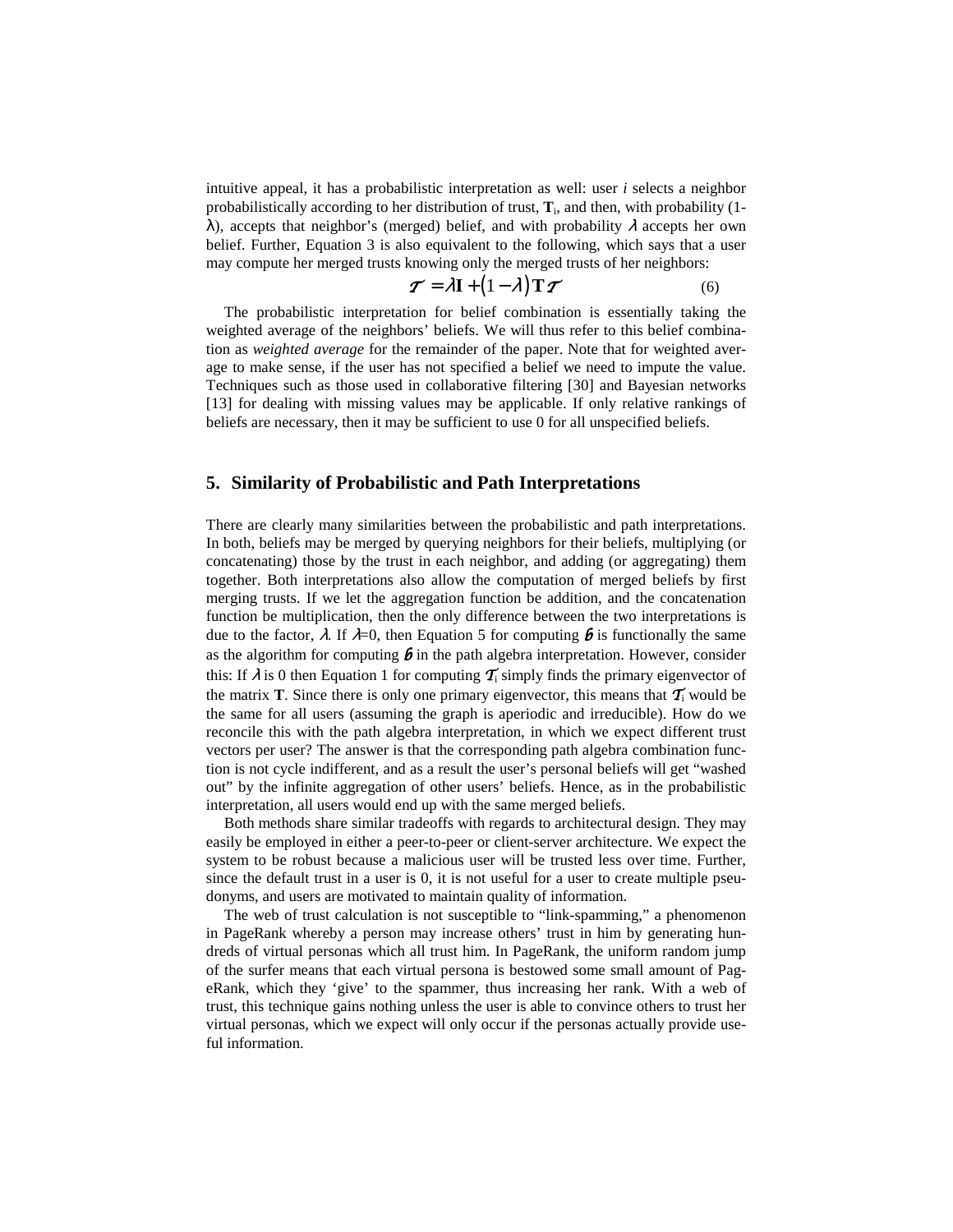intuitive appeal, it has a probabilistic interpretation as well: user *i* selects a neighbor probabilistically according to her distribution of trust, $\mathbf{T}_i$, and then, with probability ($1-\lambda$), accepts that neighbor's (merged) belief, and with probability $\lambda$ accepts her own belief. Further, Equation 3 is also equivalent to the following, which says that a user may compute her merged trusts knowing only the merged trusts of her neighbors:

$$\mathcal{T} = \lambda \mathbf{I} + (1-\lambda)\mathbf{T}\mathcal{T} \tag{6}$$

The probabilistic interpretation for belief combination is essentially taking the weighted average of the neighbors' beliefs. We will thus refer to this belief combination as *weighted average* for the remainder of the paper. Note that for weighted average to make sense, if the user has not specified a belief we need to impute the value. Techniques such as those used in collaborative filtering [30] and Bayesian networks [13] for dealing with missing values may be applicable. If only relative rankings of beliefs are necessary, then it may be sufficient to use 0 for all unspecified beliefs.

## 5. Similarity of Probabilistic and Path Interpretations

There are clearly many similarities between the probabilistic and path interpretations. In both, beliefs may be merged by querying neighbors for their beliefs, multiplying (or concatenating) those by the trust in each neighbor, and adding (or aggregating) them together. Both interpretations also allow the computation of merged beliefs by first merging trusts. If we let the aggregation function be addition, and the concatenation function be multiplication, then the only difference between the two interpretations is due to the factor, $\lambda$. If $\lambda$=0, then Equation 5 for computing $\boldsymbol{\mathcal{b}}$ is functionally the same as the algorithm for computing $\boldsymbol{\mathcal{b}}$ in the path algebra interpretation. However, consider this: If $\lambda$ is 0 then Equation 1 for computing $\mathcal{T}_i$ simply finds the primary eigenvector of the matrix $\mathbf{T}$. Since there is only one primary eigenvector, this means that $\mathcal{T}_i$ would be the same for all users (assuming the graph is aperiodic and irreducible). How do we reconcile this with the path algebra interpretation, in which we expect different trust vectors per user? The answer is that the corresponding path algebra combination function is not cycle indifferent, and as a result the user's personal beliefs will get "washed out" by the infinite aggregation of other users' beliefs. Hence, as in the probabilistic interpretation, all users would end up with the same merged beliefs.

Both methods share similar tradeoffs with regards to architectural design. They may easily be employed in either a peer-to-peer or client-server architecture. We expect the system to be robust because a malicious user will be trusted less over time. Further, since the default trust in a user is 0, it is not useful for a user to create multiple pseudonyms, and users are motivated to maintain quality of information.

The web of trust calculation is not susceptible to "link-spamming," a phenomenon in PageRank whereby a person may increase others' trust in him by generating hundreds of virtual personas which all trust him. In PageRank, the uniform random jump of the surfer means that each virtual persona is bestowed some small amount of PageRank, which they 'give' to the spammer, thus increasing her rank. With a web of trust, this technique gains nothing unless the user is able to convince others to trust her virtual personas, which we expect will only occur if the personas actually provide useful information.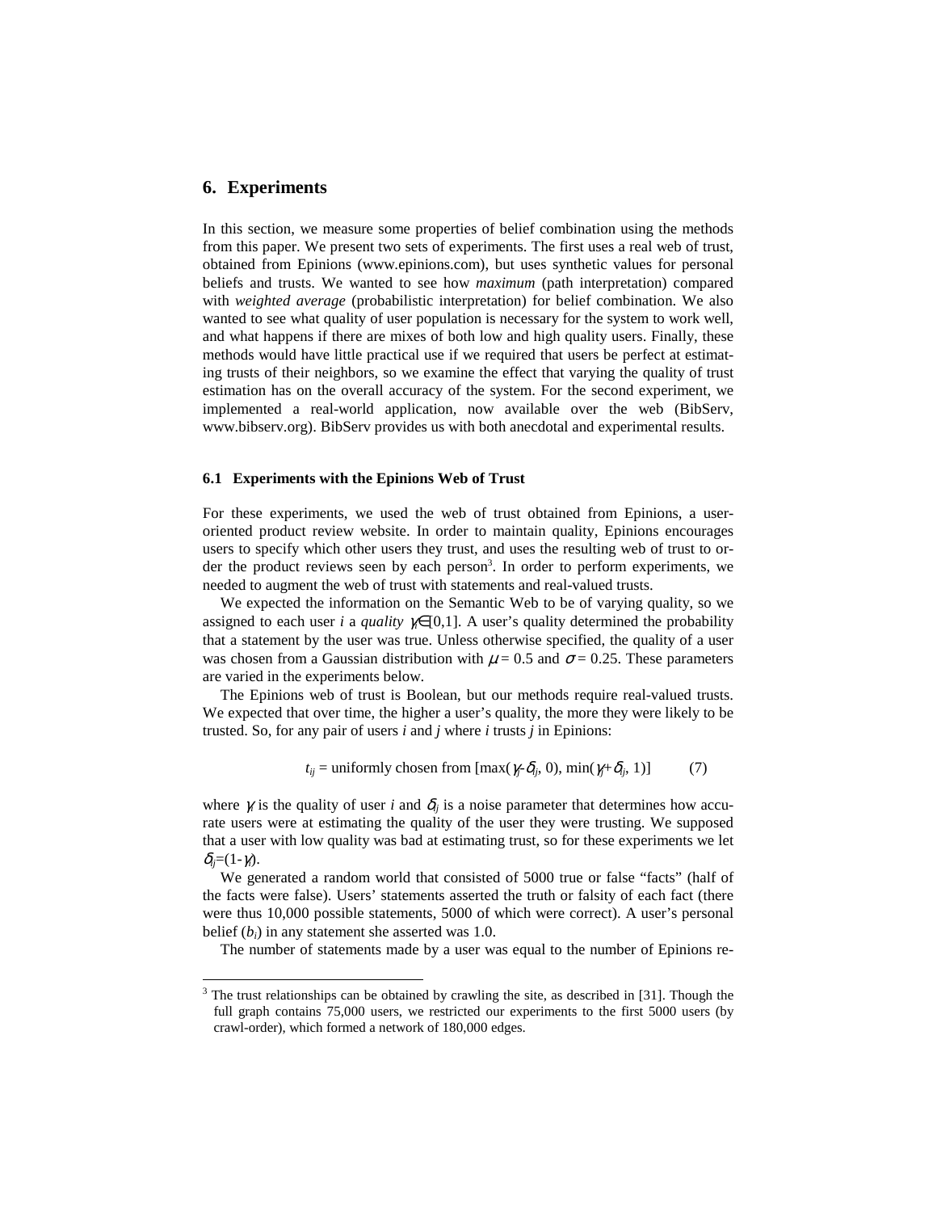## 6. Experiments

In this section, we measure some properties of belief combination using the methods from this paper. We present two sets of experiments. The first uses a real web of trust, obtained from Epinions (www.epinions.com), but uses synthetic values for personal beliefs and trusts. We wanted to see how *maximum* (path interpretation) compared with *weighted average* (probabilistic interpretation) for belief combination. We also wanted to see what quality of user population is necessary for the system to work well, and what happens if there are mixes of both low and high quality users. Finally, these methods would have little practical use if we required that users be perfect at estimating trusts of their neighbors, so we examine the effect that varying the quality of trust estimation has on the overall accuracy of the system. For the second experiment, we implemented a real-world application, now available over the web (BibServ, www.bibserv.org). BibServ provides us with both anecdotal and experimental results.

### 6.1 Experiments with the Epinions Web of Trust

For these experiments, we used the web of trust obtained from Epinions, a user-oriented product review website. In order to maintain quality, Epinions encourages users to specify which other users they trust, and uses the resulting web of trust to order the product reviews seen by each person[3]. In order to perform experiments, we needed to augment the web of trust with statements and real-valued trusts.

We expected the information on the Semantic Web to be of varying quality, so we assigned to each user $i$ a *quality* $\gamma_i \in [0,1]$. A user's quality determined the probability that a statement by the user was true. Unless otherwise specified, the quality of a user was chosen from a Gaussian distribution with $\mu = 0.5$ and $\sigma = 0.25$. These parameters are varied in the experiments below.

The Epinions web of trust is Boolean, but our methods require real-valued trusts. We expected that over time, the higher a user's quality, the more they were likely to be trusted. So, for any pair of users $i$ and $j$ where $i$ trusts $j$ in Epinions:

$$t_{ij} = \text{uniformly chosen from } [\max(\gamma_j - \delta_{ij}, 0), \min(\gamma_j + \delta_{ij}, 1)] \qquad (7)$$

where $\gamma_i$ is the quality of user $i$ and $\delta_{ij}$ is a noise parameter that determines how accurate users were at estimating the quality of the user they were trusting. We supposed that a user with low quality was bad at estimating trust, so for these experiments we let $\delta_{ij} = (1 - \gamma_i)$.

We generated a random world that consisted of 5000 true or false "facts" (half of the facts were false). Users' statements asserted the truth or falsity of each fact (there were thus 10,000 possible statements, 5000 of which were correct). A user's personal belief ($b_i$) in any statement she asserted was 1.0.

The number of statements made by a user was equal to the number of Epinions re-

[3] The trust relationships can be obtained by crawling the site, as described in [31]. Though the full graph contains 75,000 users, we restricted our experiments to the first 5000 users (by crawl-order), which formed a network of 180,000 edges.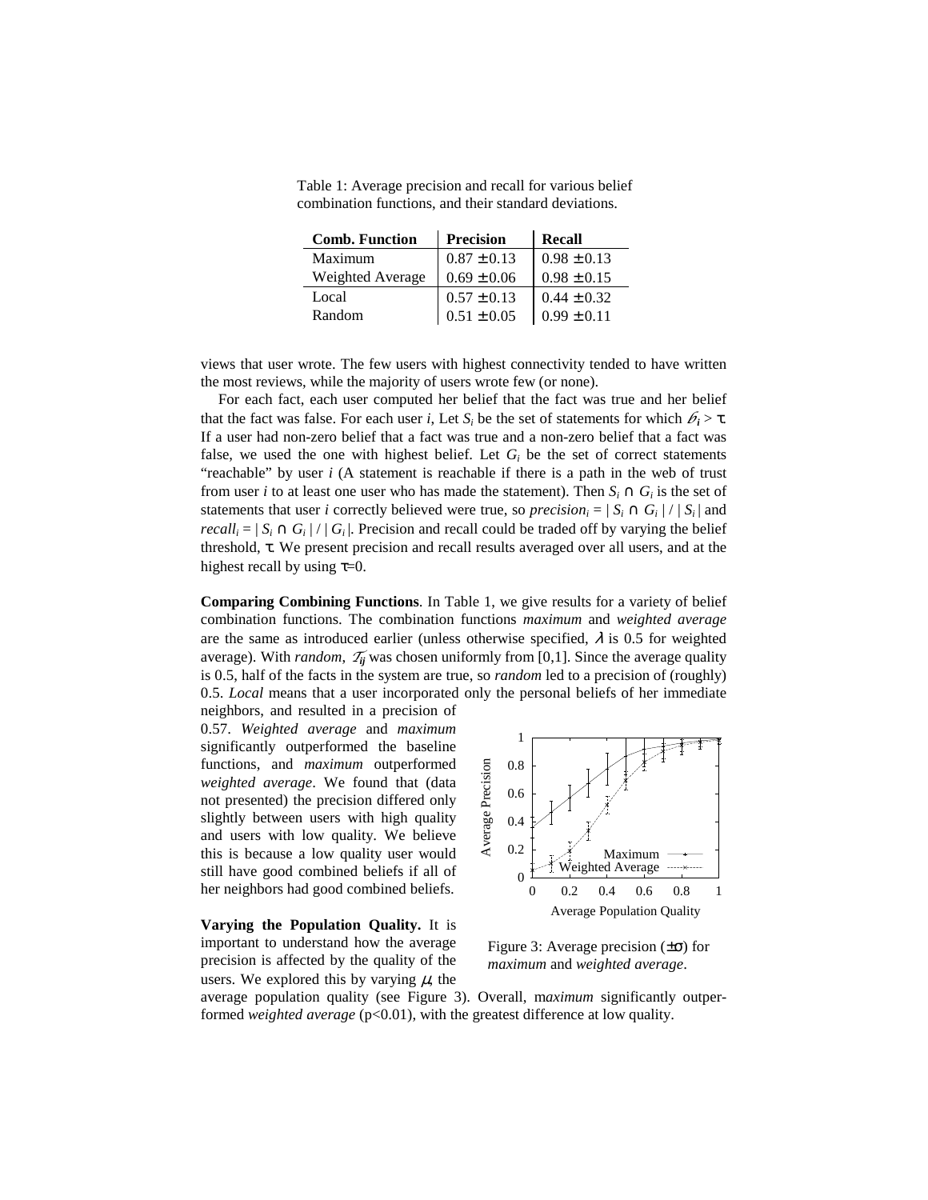Table 1: Average precision and recall for various belief combination functions, and their standard deviations.

| Comb. Function | Precision | Recall |
|---|---|---|
| Maximum | 0.87 ± 0.13 | 0.98 ± 0.13 |
| Weighted Average | 0.69 ± 0.06 | 0.98 ± 0.15 |
| Local | 0.57 ± 0.13 | 0.44 ± 0.32 |
| Random | 0.51 ± 0.05 | 0.99 ± 0.11 |

views that user wrote. The few users with highest connectivity tended to have written the most reviews, while the majority of users wrote few (or none).

For each fact, each user computed her belief that the fact was true and her belief that the fact was false. For each user $i$, Let $S_i$ be the set of statements for which $\mathcal{b}_i > \tau$. If a user had non-zero belief that a fact was true and a non-zero belief that a fact was false, we used the one with highest belief. Let $G_i$ be the set of correct statements "reachable" by user $i$ (A statement is reachable if there is a path in the web of trust from user $i$ to at least one user who has made the statement). Then $S_i \cap G_i$ is the set of statements that user $i$ correctly believed were true, so $precision_i = | S_i \cap G_i | / | S_i |$ and $recall_i = | S_i \cap G_i | / | G_i |$. Precision and recall could be traded off by varying the belief threshold, $\tau$. We present precision and recall results averaged over all users, and at the highest recall by using $\tau$=0.

**Comparing Combining Functions**. In Table 1, we give results for a variety of belief combination functions. The combination functions *maximum* and *weighted average* are the same as introduced earlier (unless otherwise specified, $\lambda$ is 0.5 for weighted average). With *random*, $\mathcal{T}_{ij}$ was chosen uniformly from [0,1]. Since the average quality is 0.5, half of the facts in the system are true, so *random* led to a precision of (roughly) 0.5. *Local* means that a user incorporated only the personal beliefs of her immediate neighbors, and resulted in a precision of 0.57. *Weighted average* and *maximum* significantly outperformed the baseline functions, and *maximum* outperformed *weighted average*. We found that (data not presented) the precision differed only slightly between users with high quality and users with low quality. We believe this is because a low quality user would still have good combined beliefs if all of her neighbors had good combined beliefs.

Figure 3: Average precision ($\pm\sigma$) for *maximum* and *weighted average*.

**Varying the Population Quality.** It is important to understand how the average precision is affected by the quality of the users. We explored this by varying $\mu$, the average population quality (see Figure 3). Overall, m*aximum* significantly outperformed *weighted average* ($p<0.01$), with the greatest difference at low quality.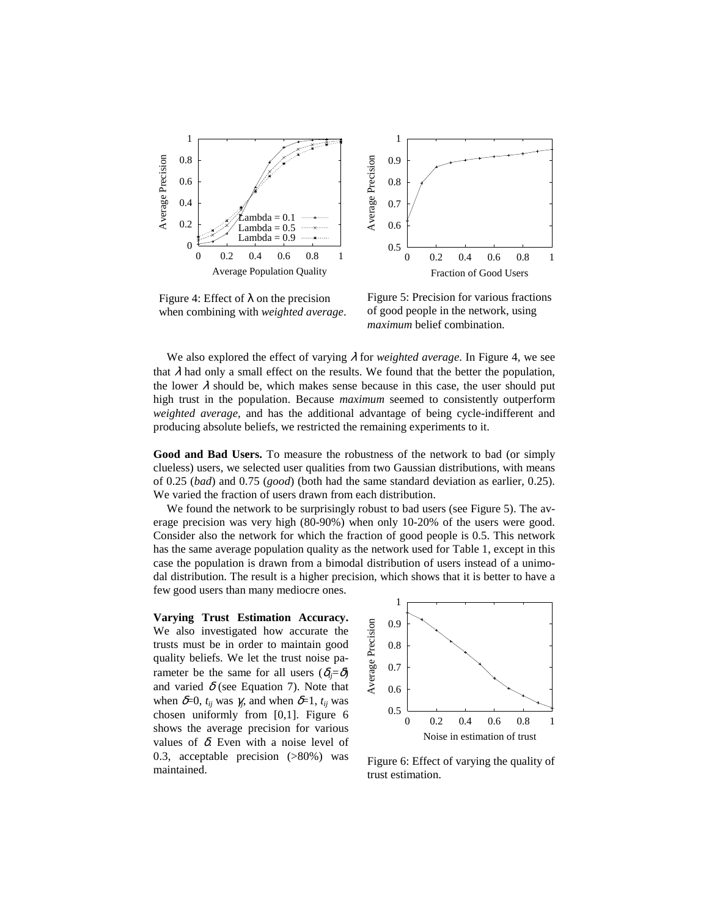Figure 4: Effect of λ on the precision when combining with *weighted average*.

Figure 5: Precision for various fractions of good people in the network, using *maximum* belief combination.

We also explored the effect of varying $\lambda$ for *weighted average*. In Figure 4, we see that $\lambda$ had only a small effect on the results. We found that the better the population, the lower $\lambda$ should be, which makes sense because in this case, the user should put high trust in the population. Because *maximum* seemed to consistently outperform *weighted average*, and has the additional advantage of being cycle-indifferent and producing absolute beliefs, we restricted the remaining experiments to it.

**Good and Bad Users.** To measure the robustness of the network to bad (or simply clueless) users, we selected user qualities from two Gaussian distributions, with means of 0.25 (*bad*) and 0.75 (*good*) (both had the same standard deviation as earlier, 0.25). We varied the fraction of users drawn from each distribution.

We found the network to be surprisingly robust to bad users (see Figure 5). The average precision was very high (80-90%) when only 10-20% of the users were good. Consider also the network for which the fraction of good people is 0.5. This network has the same average population quality as the network used for Table 1, except in this case the population is drawn from a bimodal distribution of users instead of a unimodal distribution. The result is a higher precision, which shows that it is better to have a few good users than many mediocre ones.

**Varying Trust Estimation Accuracy.** We also investigated how accurate the trusts must be in order to maintain good quality beliefs. We let the trust noise parameter be the same for all users ($\delta_{ij}=\delta$) and varied $\delta$ (see Equation 7). Note that when $\delta=0$, $t_{ij}$ was $\gamma_j$, and when $\delta=1$, $t_{ij}$ was chosen uniformly from [0,1]. Figure 6 shows the average precision for various values of $\delta$. Even with a noise level of 0.3, acceptable precision (>80%) was maintained.

Figure 6: Effect of varying the quality of trust estimation.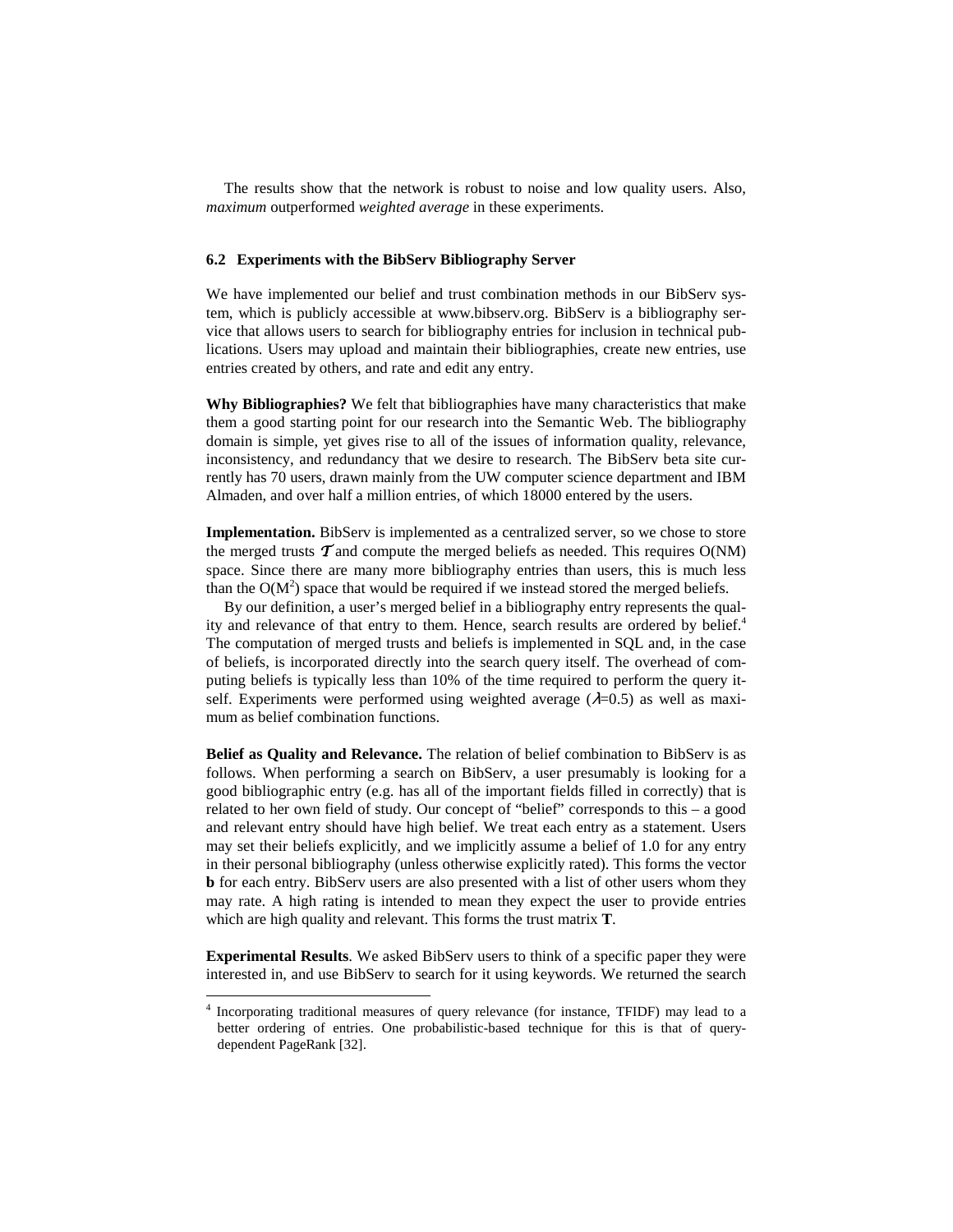The results show that the network is robust to noise and low quality users. Also, *maximum* outperformed *weighted average* in these experiments.

### 6.2 Experiments with the BibServ Bibliography Server

We have implemented our belief and trust combination methods in our BibServ system, which is publicly accessible at www.bibserv.org. BibServ is a bibliography service that allows users to search for bibliography entries for inclusion in technical publications. Users may upload and maintain their bibliographies, create new entries, use entries created by others, and rate and edit any entry.

**Why Bibliographies?** We felt that bibliographies have many characteristics that make them a good starting point for our research into the Semantic Web. The bibliography domain is simple, yet gives rise to all of the issues of information quality, relevance, inconsistency, and redundancy that we desire to research. The BibServ beta site currently has 70 users, drawn mainly from the UW computer science department and IBM Almaden, and over half a million entries, of which 18000 entered by the users.

**Implementation.** BibServ is implemented as a centralized server, so we chose to store the merged trusts $\mathcal{T}$ and compute the merged beliefs as needed. This requires O(NM) space. Since there are many more bibliography entries than users, this is much less than the $O(M^2)$ space that would be required if we instead stored the merged beliefs.

By our definition, a user's merged belief in a bibliography entry represents the quality and relevance of that entry to them. Hence, search results are ordered by belief.[4] The computation of merged trusts and beliefs is implemented in SQL and, in the case of beliefs, is incorporated directly into the search query itself. The overhead of computing beliefs is typically less than 10% of the time required to perform the query itself. Experiments were performed using weighted average ($\lambda$=0.5) as well as maximum as belief combination functions.

**Belief as Quality and Relevance.** The relation of belief combination to BibServ is as follows. When performing a search on BibServ, a user presumably is looking for a good bibliographic entry (e.g. has all of the important fields filled in correctly) that is related to her own field of study. Our concept of "belief" corresponds to this – a good and relevant entry should have high belief. We treat each entry as a statement. Users may set their beliefs explicitly, and we implicitly assume a belief of 1.0 for any entry in their personal bibliography (unless otherwise explicitly rated). This forms the vector **b** for each entry. BibServ users are also presented with a list of other users whom they may rate. A high rating is intended to mean they expect the user to provide entries which are high quality and relevant. This forms the trust matrix **T**.

**Experimental Results**. We asked BibServ users to think of a specific paper they were interested in, and use BibServ to search for it using keywords. We returned the search

[4] Incorporating traditional measures of query relevance (for instance, TFIDF) may lead to a better ordering of entries. One probabilistic-based technique for this is that of query-dependent PageRank [32].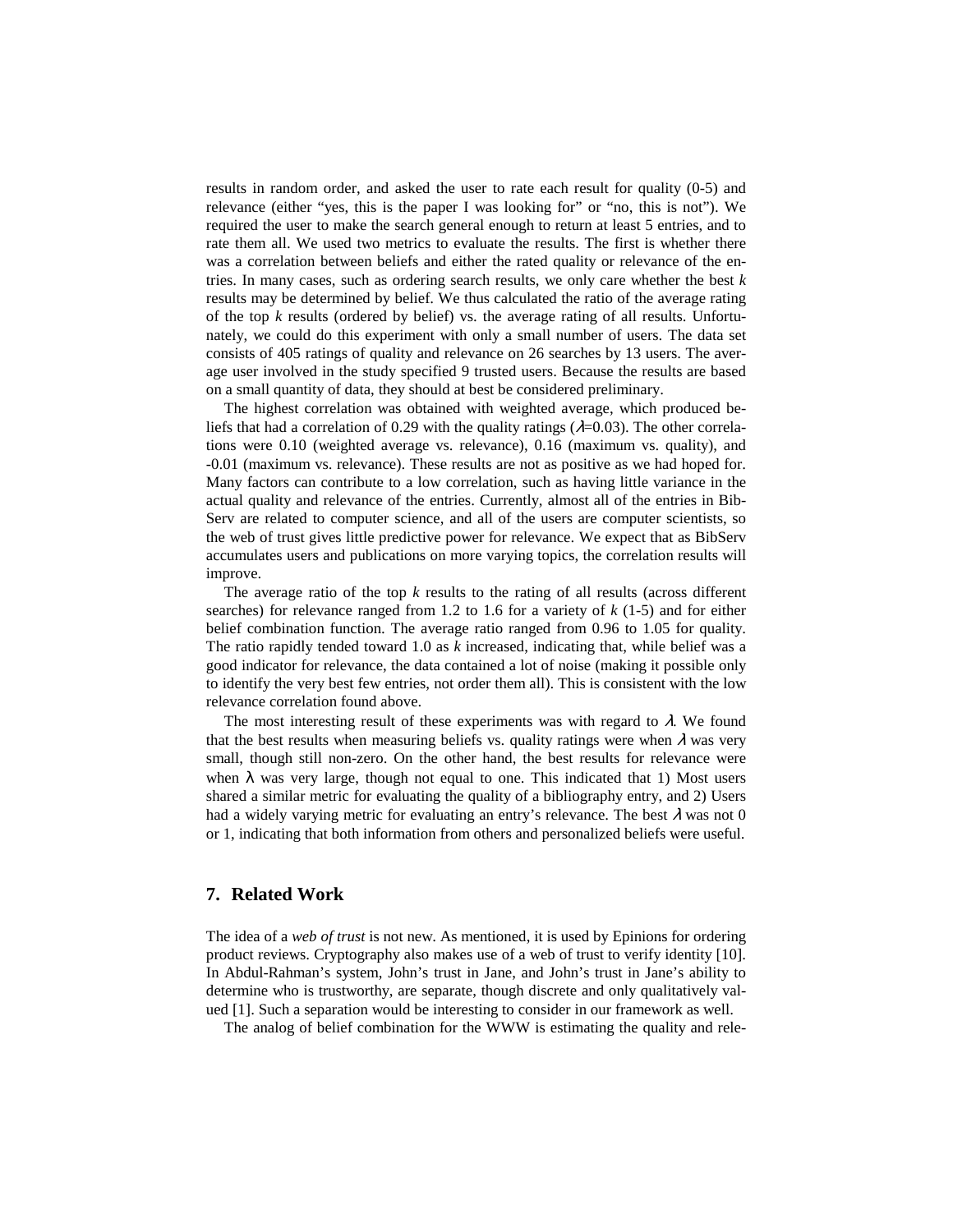results in random order, and asked the user to rate each result for quality (0-5) and relevance (either "yes, this is the paper I was looking for" or "no, this is not"). We required the user to make the search general enough to return at least 5 entries, and to rate them all. We used two metrics to evaluate the results. The first is whether there was a correlation between beliefs and either the rated quality or relevance of the entries. In many cases, such as ordering search results, we only care whether the best $k$ results may be determined by belief. We thus calculated the ratio of the average rating of the top $k$ results (ordered by belief) vs. the average rating of all results. Unfortunately, we could do this experiment with only a small number of users. The data set consists of 405 ratings of quality and relevance on 26 searches by 13 users. The average user involved in the study specified 9 trusted users. Because the results are based on a small quantity of data, they should at best be considered preliminary.

The highest correlation was obtained with weighted average, which produced beliefs that had a correlation of 0.29 with the quality ratings ($\lambda$=0.03). The other correlations were 0.10 (weighted average vs. relevance), 0.16 (maximum vs. quality), and -0.01 (maximum vs. relevance). These results are not as positive as we had hoped for. Many factors can contribute to a low correlation, such as having little variance in the actual quality and relevance of the entries. Currently, almost all of the entries in BibServ are related to computer science, and all of the users are computer scientists, so the web of trust gives little predictive power for relevance. We expect that as BibServ accumulates users and publications on more varying topics, the correlation results will improve.

The average ratio of the top $k$ results to the rating of all results (across different searches) for relevance ranged from 1.2 to 1.6 for a variety of $k$ (1-5) and for either belief combination function. The average ratio ranged from 0.96 to 1.05 for quality. The ratio rapidly tended toward 1.0 as $k$ increased, indicating that, while belief was a good indicator for relevance, the data contained a lot of noise (making it possible only to identify the very best few entries, not order them all). This is consistent with the low relevance correlation found above.

The most interesting result of these experiments was with regard to $\lambda$. We found that the best results when measuring beliefs vs. quality ratings were when $\lambda$ was very small, though still non-zero. On the other hand, the best results for relevance were when $\lambda$ was very large, though not equal to one. This indicated that 1) Most users shared a similar metric for evaluating the quality of a bibliography entry, and 2) Users had a widely varying metric for evaluating an entry's relevance. The best $\lambda$ was not 0 or 1, indicating that both information from others and personalized beliefs were useful.

## 7. Related Work

The idea of a *web of trust* is not new. As mentioned, it is used by Epinions for ordering product reviews. Cryptography also makes use of a web of trust to verify identity [10]. In Abdul-Rahman's system, John's trust in Jane, and John's trust in Jane's ability to determine who is trustworthy, are separate, though discrete and only qualitatively valued [1]. Such a separation would be interesting to consider in our framework as well.

The analog of belief combination for the WWW is estimating the quality and rele-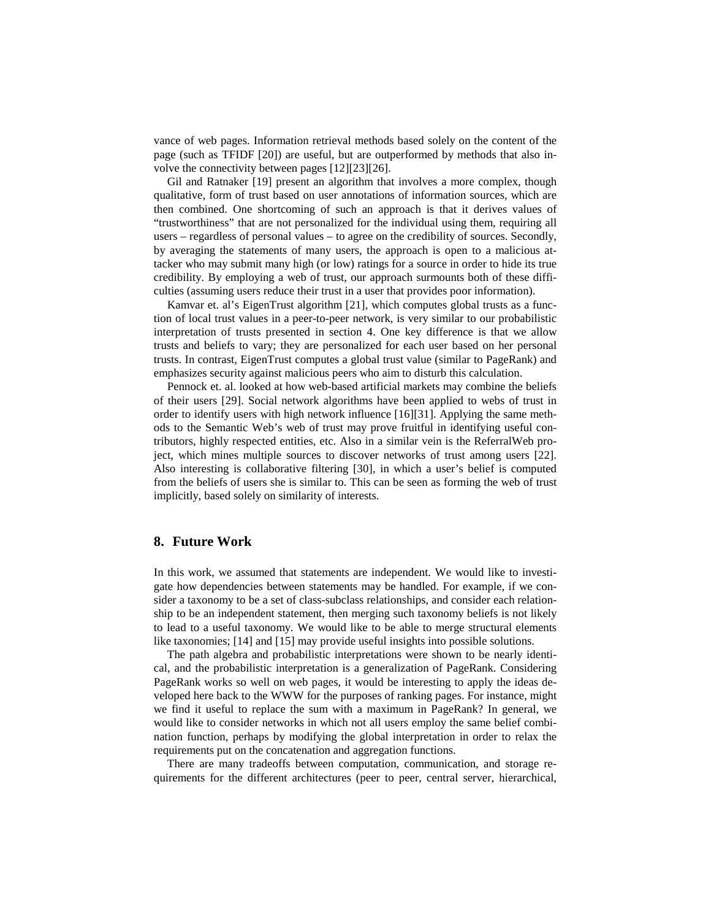vance of web pages. Information retrieval methods based solely on the content of the page (such as TFIDF [20]) are useful, but are outperformed by methods that also involve the connectivity between pages [12][23][26].

Gil and Ratnaker [19] present an algorithm that involves a more complex, though qualitative, form of trust based on user annotations of information sources, which are then combined. One shortcoming of such an approach is that it derives values of "trustworthiness" that are not personalized for the individual using them, requiring all users – regardless of personal values – to agree on the credibility of sources. Secondly, by averaging the statements of many users, the approach is open to a malicious attacker who may submit many high (or low) ratings for a source in order to hide its true credibility. By employing a web of trust, our approach surmounts both of these difficulties (assuming users reduce their trust in a user that provides poor information).

Kamvar et. al's EigenTrust algorithm [21], which computes global trusts as a function of local trust values in a peer-to-peer network, is very similar to our probabilistic interpretation of trusts presented in section 4. One key difference is that we allow trusts and beliefs to vary; they are personalized for each user based on her personal trusts. In contrast, EigenTrust computes a global trust value (similar to PageRank) and emphasizes security against malicious peers who aim to disturb this calculation.

Pennock et. al. looked at how web-based artificial markets may combine the beliefs of their users [29]. Social network algorithms have been applied to webs of trust in order to identify users with high network influence [16][31]. Applying the same methods to the Semantic Web's web of trust may prove fruitful in identifying useful contributors, highly respected entities, etc. Also in a similar vein is the ReferralWeb project, which mines multiple sources to discover networks of trust among users [22]. Also interesting is collaborative filtering [30], in which a user's belief is computed from the beliefs of users she is similar to. This can be seen as forming the web of trust implicitly, based solely on similarity of interests.

## 8. Future Work

In this work, we assumed that statements are independent. We would like to investigate how dependencies between statements may be handled. For example, if we consider a taxonomy to be a set of class-subclass relationships, and consider each relationship to be an independent statement, then merging such taxonomy beliefs is not likely to lead to a useful taxonomy. We would like to be able to merge structural elements like taxonomies; [14] and [15] may provide useful insights into possible solutions.

The path algebra and probabilistic interpretations were shown to be nearly identical, and the probabilistic interpretation is a generalization of PageRank. Considering PageRank works so well on web pages, it would be interesting to apply the ideas developed here back to the WWW for the purposes of ranking pages. For instance, might we find it useful to replace the sum with a maximum in PageRank? In general, we would like to consider networks in which not all users employ the same belief combination function, perhaps by modifying the global interpretation in order to relax the requirements put on the concatenation and aggregation functions.

There are many tradeoffs between computation, communication, and storage requirements for the different architectures (peer to peer, central server, hierarchical,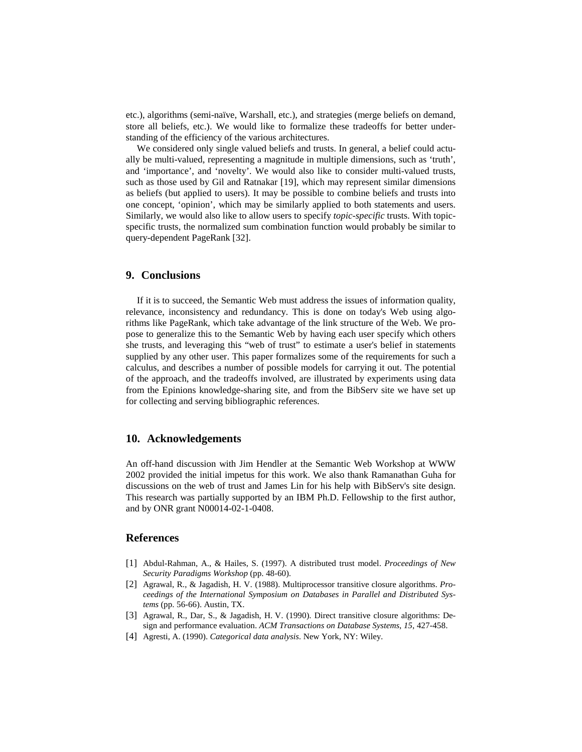etc.), algorithms (semi-naïve, Warshall, etc.), and strategies (merge beliefs on demand, store all beliefs, etc.). We would like to formalize these tradeoffs for better understanding of the efficiency of the various architectures.

We considered only single valued beliefs and trusts. In general, a belief could actually be multi-valued, representing a magnitude in multiple dimensions, such as 'truth', and 'importance', and 'novelty'. We would also like to consider multi-valued trusts, such as those used by Gil and Ratnakar [19], which may represent similar dimensions as beliefs (but applied to users). It may be possible to combine beliefs and trusts into one concept, 'opinion', which may be similarly applied to both statements and users. Similarly, we would also like to allow users to specify *topic-specific* trusts. With topic-specific trusts, the normalized sum combination function would probably be similar to query-dependent PageRank [32].

## 9. Conclusions

If it is to succeed, the Semantic Web must address the issues of information quality, relevance, inconsistency and redundancy. This is done on today's Web using algorithms like PageRank, which take advantage of the link structure of the Web. We propose to generalize this to the Semantic Web by having each user specify which others she trusts, and leveraging this "web of trust" to estimate a user's belief in statements supplied by any other user. This paper formalizes some of the requirements for such a calculus, and describes a number of possible models for carrying it out. The potential of the approach, and the tradeoffs involved, are illustrated by experiments using data from the Epinions knowledge-sharing site, and from the BibServ site we have set up for collecting and serving bibliographic references.

## 10. Acknowledgements

An off-hand discussion with Jim Hendler at the Semantic Web Workshop at WWW 2002 provided the initial impetus for this work. We also thank Ramanathan Guha for discussions on the web of trust and James Lin for his help with BibServ's site design. This research was partially supported by an IBM Ph.D. Fellowship to the first author, and by ONR grant N00014-02-1-0408.

## References

[1] Abdul-Rahman, A., & Hailes, S. (1997). A distributed trust model. *Proceedings of New Security Paradigms Workshop* (pp. 48-60).

[2] Agrawal, R., & Jagadish, H. V. (1988). Multiprocessor transitive closure algorithms. *Proceedings of the International Symposium on Databases in Parallel and Distributed Systems* (pp. 56-66). Austin, TX.

[3] Agrawal, R., Dar, S., & Jagadish, H. V. (1990). Direct transitive closure algorithms: Design and performance evaluation. *ACM Transactions on Database Systems*, *15*, 427-458.

[4] Agresti, A. (1990). *Categorical data analysis*. New York, NY: Wiley.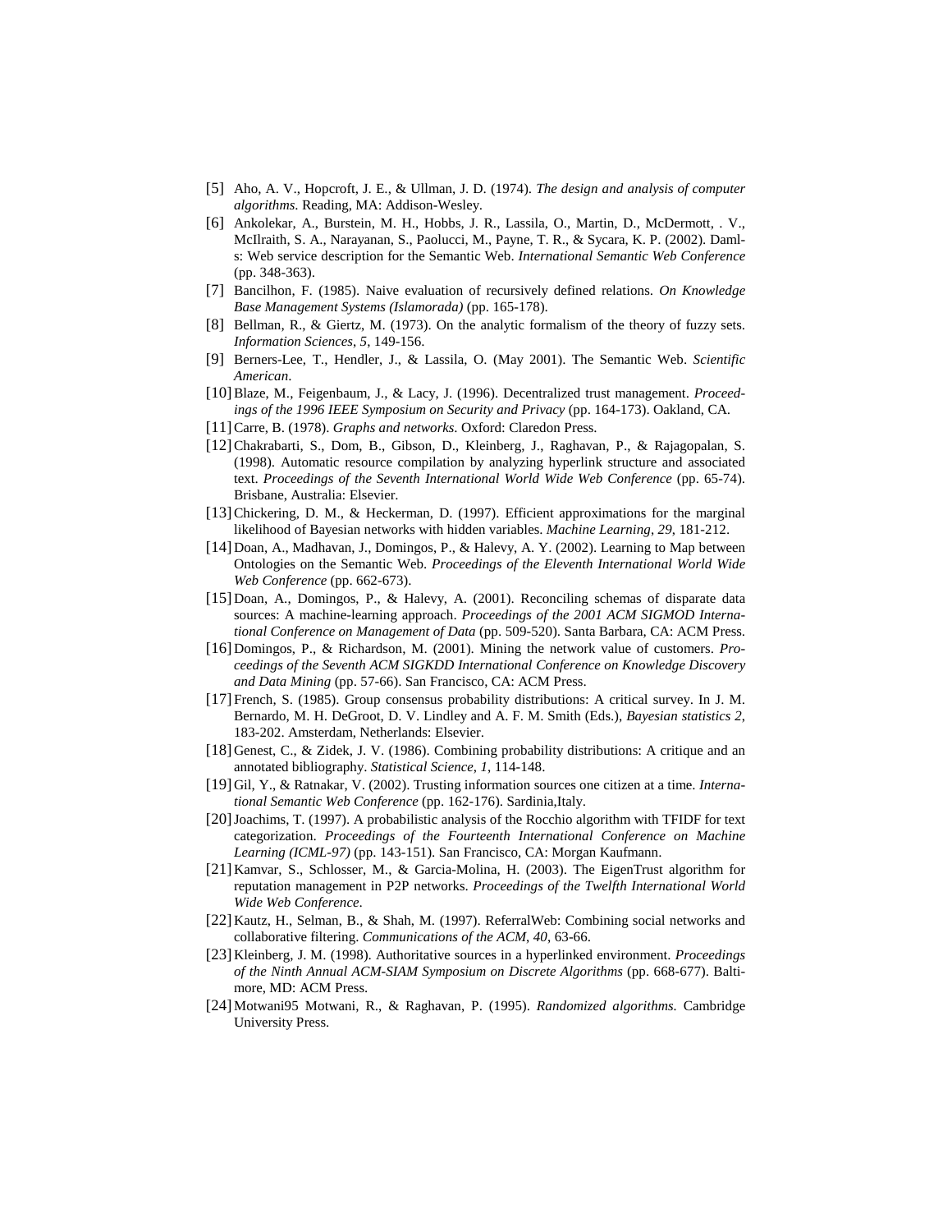[5] Aho, A. V., Hopcroft, J. E., & Ullman, J. D. (1974). *The design and analysis of computer algorithms*. Reading, MA: Addison-Wesley.

[6] Ankolekar, A., Burstein, M. H., Hobbs, J. R., Lassila, O., Martin, D., McDermott, . V., McIlraith, S. A., Narayanan, S., Paolucci, M., Payne, T. R., & Sycara, K. P. (2002). Daml-s: Web service description for the Semantic Web. *International Semantic Web Conference* (pp. 348-363).

[7] Bancilhon, F. (1985). Naive evaluation of recursively defined relations. *On Knowledge Base Management Systems (Islamorada)* (pp. 165-178).

[8] Bellman, R., & Giertz, M. (1973). On the analytic formalism of the theory of fuzzy sets. *Information Sciences*, *5*, 149-156.

[9] Berners-Lee, T., Hendler, J., & Lassila, O. (May 2001). The Semantic Web. *Scientific American*.

[10] Blaze, M., Feigenbaum, J., & Lacy, J. (1996). Decentralized trust management. *Proceedings of the 1996 IEEE Symposium on Security and Privacy* (pp. 164-173). Oakland, CA.

[11] Carre, B. (1978). *Graphs and networks*. Oxford: Claredon Press.

[12] Chakrabarti, S., Dom, B., Gibson, D., Kleinberg, J., Raghavan, P., & Rajagopalan, S. (1998). Automatic resource compilation by analyzing hyperlink structure and associated text. *Proceedings of the Seventh International World Wide Web Conference* (pp. 65-74). Brisbane, Australia: Elsevier.

[13] Chickering, D. M., & Heckerman, D. (1997). Efficient approximations for the marginal likelihood of Bayesian networks with hidden variables. *Machine Learning*, *29*, 181-212.

[14] Doan, A., Madhavan, J., Domingos, P., & Halevy, A. Y. (2002). Learning to Map between Ontologies on the Semantic Web. *Proceedings of the Eleventh International World Wide Web Conference* (pp. 662-673).

[15] Doan, A., Domingos, P., & Halevy, A. (2001). Reconciling schemas of disparate data sources: A machine-learning approach. *Proceedings of the 2001 ACM SIGMOD International Conference on Management of Data* (pp. 509-520). Santa Barbara, CA: ACM Press.

[16] Domingos, P., & Richardson, M. (2001). Mining the network value of customers. *Proceedings of the Seventh ACM SIGKDD International Conference on Knowledge Discovery and Data Mining* (pp. 57-66). San Francisco, CA: ACM Press.

[17] French, S. (1985). Group consensus probability distributions: A critical survey. In J. M. Bernardo, M. H. DeGroot, D. V. Lindley and A. F. M. Smith (Eds.), *Bayesian statistics 2*, 183-202. Amsterdam, Netherlands: Elsevier.

[18] Genest, C., & Zidek, J. V. (1986). Combining probability distributions: A critique and an annotated bibliography. *Statistical Science*, *1*, 114-148.

[19] Gil, Y., & Ratnakar, V. (2002). Trusting information sources one citizen at a time. *International Semantic Web Conference* (pp. 162-176). Sardinia,Italy.

[20] Joachims, T. (1997). A probabilistic analysis of the Rocchio algorithm with TFIDF for text categorization. *Proceedings of the Fourteenth International Conference on Machine Learning (ICML-97)* (pp. 143-151). San Francisco, CA: Morgan Kaufmann.

[21] Kamvar, S., Schlosser, M., & Garcia-Molina, H. (2003). The EigenTrust algorithm for reputation management in P2P networks. *Proceedings of the Twelfth International World Wide Web Conference*.

[22] Kautz, H., Selman, B., & Shah, M. (1997). ReferralWeb: Combining social networks and collaborative filtering. *Communications of the ACM*, *40*, 63-66.

[23] Kleinberg, J. M. (1998). Authoritative sources in a hyperlinked environment. *Proceedings of the Ninth Annual ACM-SIAM Symposium on Discrete Algorithms* (pp. 668-677). Baltimore, MD: ACM Press.

[24] Motwani95 Motwani, R., & Raghavan, P. (1995). *Randomized algorithms*. Cambridge University Press.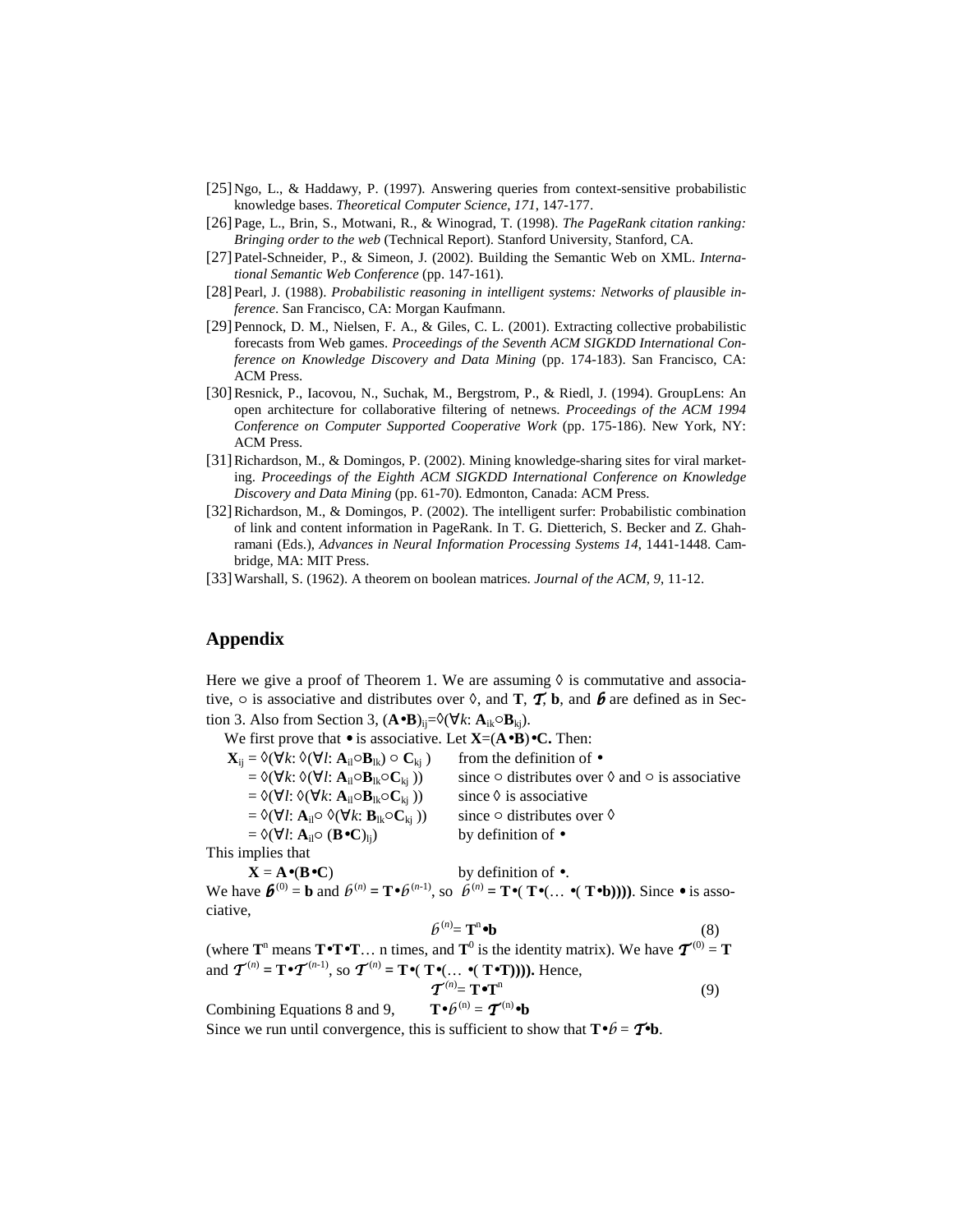[25] Ngo, L., & Haddawy, P. (1997). Answering queries from context-sensitive probabilistic knowledge bases. *Theoretical Computer Science*, *171*, 147-177.

[26] Page, L., Brin, S., Motwani, R., & Winograd, T. (1998). *The PageRank citation ranking: Bringing order to the web* (Technical Report). Stanford University, Stanford, CA.

[27] Patel-Schneider, P., & Simeon, J. (2002). Building the Semantic Web on XML. *International Semantic Web Conference* (pp. 147-161).

[28] Pearl, J. (1988). *Probabilistic reasoning in intelligent systems: Networks of plausible inference*. San Francisco, CA: Morgan Kaufmann.

[29] Pennock, D. M., Nielsen, F. A., & Giles, C. L. (2001). Extracting collective probabilistic forecasts from Web games. *Proceedings of the Seventh ACM SIGKDD International Conference on Knowledge Discovery and Data Mining* (pp. 174-183). San Francisco, CA: ACM Press.

[30] Resnick, P., Iacovou, N., Suchak, M., Bergstrom, P., & Riedl, J. (1994). GroupLens: An open architecture for collaborative filtering of netnews. *Proceedings of the ACM 1994 Conference on Computer Supported Cooperative Work* (pp. 175-186). New York, NY: ACM Press.

[31] Richardson, M., & Domingos, P. (2002). Mining knowledge-sharing sites for viral marketing. *Proceedings of the Eighth ACM SIGKDD International Conference on Knowledge Discovery and Data Mining* (pp. 61-70). Edmonton, Canada: ACM Press.

[32] Richardson, M., & Domingos, P. (2002). The intelligent surfer: Probabilistic combination of link and content information in PageRank. In T. G. Dietterich, S. Becker and Z. Ghahramani (Eds.), *Advances in Neural Information Processing Systems 14*, 1441-1448. Cambridge, MA: MIT Press.

[33] Warshall, S. (1962). A theorem on boolean matrices. *Journal of the ACM*, *9*, 11-12.

## Appendix

Here we give a proof of Theorem 1. We are assuming $\Diamond$ is commutative and associative, $\circ$ is associative and distributes over $\Diamond$, and $\mathbf{T}$, $\mathcal{T}$, $\mathbf{b}$, and $\boldsymbol{\mathscr{b}}$ are defined as in Section 3. Also from Section 3, $(\mathbf{A}\bullet\mathbf{B})_{ij}=\Diamond(\forall k\text{: } \mathbf{A}_{ik}\circ\mathbf{B}_{kj})$.

We first prove that $\bullet$ is associative. Let $\mathbf{X}=(\mathbf{A}\bullet\mathbf{B})\bullet\mathbf{C}$. Then:

$\mathbf{X}_{ij} = \Diamond(\forall k\text{: } \Diamond(\forall l\text{: } \mathbf{A}_{il}\circ\mathbf{B}_{lk}) \circ \mathbf{C}_{kj})$ from the definition of $\bullet$

$= \Diamond(\forall k\text{: } \Diamond(\forall l\text{: } \mathbf{A}_{il}\circ\mathbf{B}_{lk}\circ\mathbf{C}_{kj}))$ since $\circ$ distributes over $\Diamond$ and $\circ$ is associative

$= \Diamond(\forall l\text{: } \Diamond(\forall k\text{: } \mathbf{A}_{il}\circ\mathbf{B}_{lk}\circ\mathbf{C}_{kj}))$ since $\Diamond$ is associative

$= \Diamond(\forall l\text{: } \mathbf{A}_{il}\circ \Diamond(\forall k\text{: } \mathbf{B}_{lk}\circ\mathbf{C}_{kj}))$ since $\circ$ distributes over $\Diamond$

$= \Diamond(\forall l\text{: } \mathbf{A}_{il}\circ (\mathbf{B}\bullet\mathbf{C})_{lj})$ by definition of $\bullet$

This implies that

$\mathbf{X} = \mathbf{A}\bullet(\mathbf{B}\bullet\mathbf{C})$ by definition of $\bullet$.

We have $\mathscr{b}^{(0)} = \mathbf{b}$ and $\mathscr{b}^{(n)} = \mathbf{T}\bullet\mathscr{b}^{(n\text{-}1)}$, so $\mathscr{b}^{(n)} = \mathbf{T}\bullet(\mathbf{T}\bullet(\ldots \bullet(\mathbf{T}\bullet\mathbf{b})))$. Since $\bullet$ is associative,

$$\mathscr{b}^{(n)} = \mathbf{T}^{n}\bullet\mathbf{b} \qquad (8)$$

(where $\mathbf{T}^{n}$ means $\mathbf{T}\bullet\mathbf{T}\bullet\mathbf{T}\ldots$ n times, and $\mathbf{T}^{0}$ is the identity matrix). We have $\mathcal{T}^{(0)} = \mathbf{T}$ and $\mathcal{T}^{(n)} = \mathbf{T}\bullet\mathcal{T}^{(n\text{-}1)}$, so $\mathcal{T}^{(n)} = \mathbf{T}\bullet(\mathbf{T}\bullet(\ldots \bullet(\mathbf{T}\bullet\mathbf{T})))$. Hence,

$$\mathcal{T}^{(n)} = \mathbf{T}\bullet\mathbf{T}^{n} \qquad (9)$$

Combining Equations 8 and 9, $\mathbf{T}\bullet\mathscr{b}^{(n)} = \mathcal{T}^{(n)}\bullet\mathbf{b}$

Since we run until convergence, this is sufficient to show that $\mathbf{T}\bullet\mathscr{b} = \mathcal{T}\bullet\mathbf{b}$.